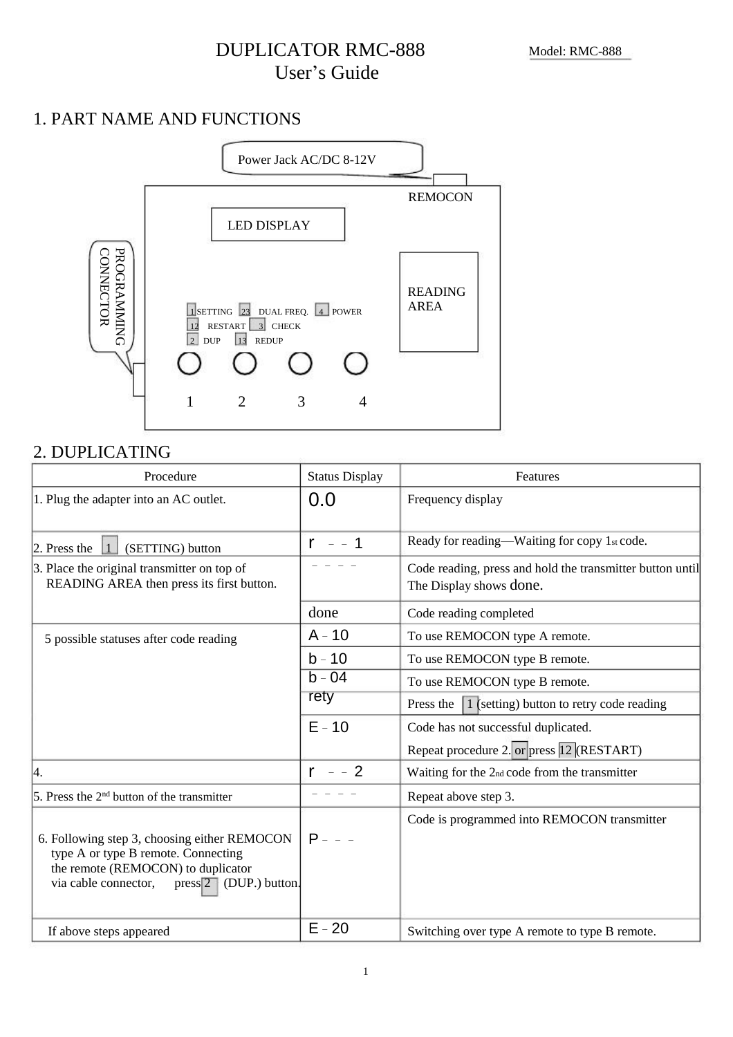# DUPLICATOR RMC-888

## User's Guide

Model: RMC-888

## 1. PART NAME AND FUNCTIONS

Power Jack AC/DC 8-12V

REMOCON

LED DISPLAY

PROGRAMMING CONNECTOR

READING AREA

1 SETTING 23 DUAL FREQ. 4 POWER
12 RESTART 3 CHECK
2 DUP 13 REDUP

1 2 3 4

## 2. DUPLICATING

| Procedure | Status Display | Features |
|---|---|---|
| 1. Plug the adapter into an AC outlet. | 0.0 | Frequency display |
| 2. Press the 1 (SETTING) button | r – – 1 | Ready for reading—Waiting for copy 1st code. |
| 3. Place the original transmitter on top of READING AREA then press its first button. | – – – – | Code reading, press and hold the transmitter button until The Display shows done. |
| | done | Code reading completed |
| 5 possible statuses after code reading | A – 10 | To use REMOCON type A remote. |
| | b – 10 | To use REMOCON type B remote. |
| | b – 04 | To use REMOCON type B remote. |
| | rety | Press the 1 (setting) button to retry code reading |
| | E – 10 | Code has not successful duplicated. Repeat procedure 2. or press 12 (RESTART) |
| 4. | r – – 2 | Waiting for the 2nd code from the transmitter |
| 5. Press the 2nd button of the transmitter | – – – – | Repeat above step 3. |
| 6. Following step 3, choosing either REMOCON type A or type B remote. Connecting the remote (REMOCON) to duplicator via cable connector, press 2 (DUP.) button. | P – – – | Code is programmed into REMOCON transmitter |
| If above steps appeared | E – 20 | Switching over type A remote to type B remote. |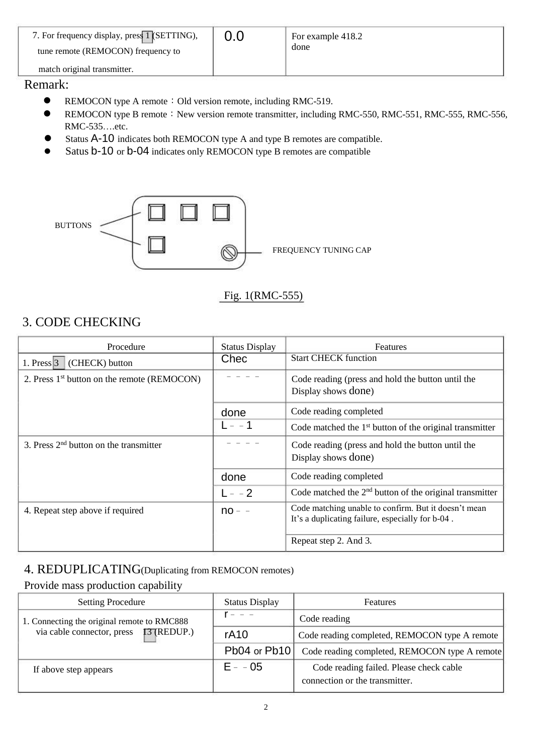| 7. For frequency display, press 1 (SETTING), tune remote (REMOCON) frequency to match original transmitter. | 0.0 | For example 418.2 done |
|---|---|---|

Remark:

- REMOCON type A remote：Old version remote, including RMC-519.
- REMOCON type B remote：New version remote transmitter, including RMC-550, RMC-551, RMC-555, RMC-556, RMC-535….etc.
- Status A-10 indicates both REMOCON type A and type B remotes are compatible.
- Satus b-10 or b-04 indicates only REMOCON type B remotes are compatible

BUTTONS

FREQUENCY TUNING CAP

Fig. 1(RMC-555)

## 3. CODE CHECKING

| Procedure | Status Display | Features |
|---|---|---|
| 1. Press 3 (CHECK) button | Chec | Start CHECK function |
| 2. Press 1st button on the remote (REMOCON) | – – – – | Code reading (press and hold the button until the Display shows done) |
| | done | Code reading completed |
| | L – – 1 | Code matched the 1st button of the original transmitter |
| 3. Press 2nd button on the transmitter | – – – – | Code reading (press and hold the button until the Display shows done) |
| | done | Code reading completed |
| | L – – 2 | Code matched the 2nd button of the original transmitter |
| 4. Repeat step above if required | no – – | Code matching unable to confirm. But it doesn't mean It's a duplicating failure, especially for b-04 . |
| | | Repeat step 2. And 3. |

## 4. REDUPLICATING(Duplicating from REMOCON remotes)

Provide mass production capability

| Setting Procedure | Status Display | Features |
|---|---|---|
| 1. Connecting the original remote to RMC888 via cable connector, press 13 (REDUP.) | r – – – | Code reading |
| | rA10 | Code reading completed, REMOCON type A remote |
| | Pb04 or Pb10 | Code reading completed, REMOCON type A remote |
| If above step appears | E – – 05 | Code reading failed. Please check cable connection or the transmitter. |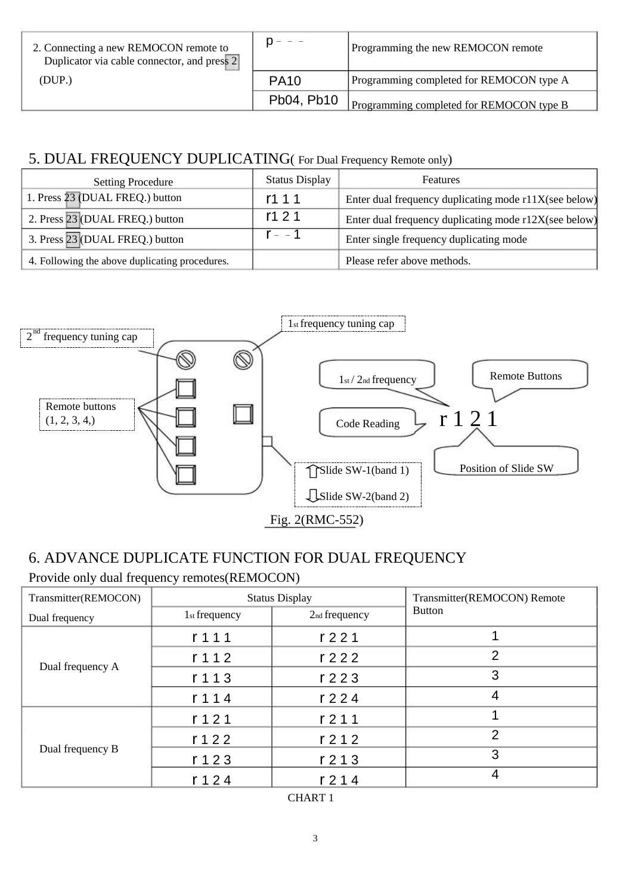| | | |
|---|---|---|
| 2. Connecting a new REMOCON remote to Duplicator via cable connector, and press 2 (DUP.) | p‒ ‒ ‒ | Programming the new REMOCON remote |
| | PA10 | Programming completed for REMOCON type A |
| | Pb04, Pb10 | Programming completed for REMOCON type B |

## 5. DUAL FREQUENCY DUPLICATING( For Dual Frequency Remote only)

| Setting Procedure | Status Display | Features |
|---|---|---|
| 1. Press 23 (DUAL FREQ.) button | r1 1 1 | Enter dual frequency duplicating mode r11X(see below) |
| 2. Press 23 (DUAL FREQ.) button | r1 2 1 | Enter dual frequency duplicating mode r12X(see below) |
| 3. Press 23 (DUAL FREQ.) button | r‒ ‒ 1 | Enter single frequency duplicating mode |
| 4. Following the above duplicating procedures. | | Please refer above methods. |

2nd frequency tuning cap

1st frequency tuning cap

Remote buttons (1, 2, 3, 4,)

1st / 2nd frequency

Remote Buttons

Code Reading

r 1 2 1

Position of Slide SW

⇧Slide SW-1(band 1)

⇩Slide SW-2(band 2)

Fig. 2(RMC-552)

## 6. ADVANCE DUPLICATE FUNCTION FOR DUAL FREQUENCY

Provide only dual frequency remotes(REMOCON)

| Transmitter(REMOCON) Dual frequency | Status Display | | Transmitter(REMOCON) Remote Button |
|---|---|---|---|
| | 1st frequency | 2nd frequency | |
| Dual frequency A | r 1 1 1 | r 2 2 1 | 1 |
| | r 1 1 2 | r 2 2 2 | 2 |
| | r 1 1 3 | r 2 2 3 | 3 |
| | r 1 1 4 | r 2 2 4 | 4 |
| Dual frequency B | r 1 2 1 | r 2 1 1 | 1 |
| | r 1 2 2 | r 2 1 2 | 2 |
| | r 1 2 3 | r 2 1 3 | 3 |
| | r 1 2 4 | r 2 1 4 | 4 |

CHART 1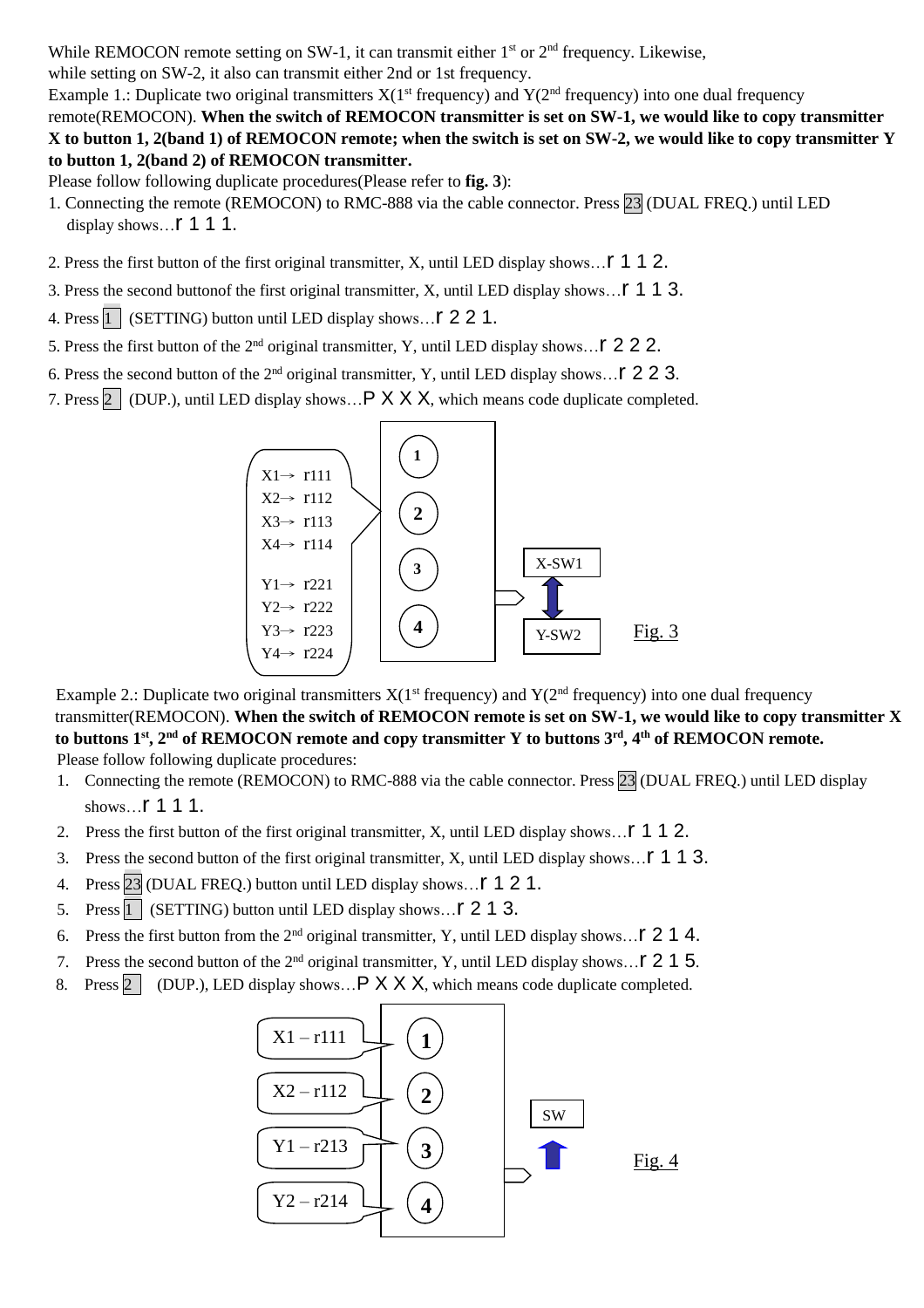While REMOCON remote setting on SW-1, it can transmit either 1st or 2nd frequency. Likewise, while setting on SW-2, it also can transmit either 2nd or 1st frequency.

Example 1.: Duplicate two original transmitters X(1st frequency) and Y(2nd frequency) into one dual frequency remote(REMOCON). **When the switch of REMOCON transmitter is set on SW-1, we would like to copy transmitter X to button 1, 2(band 1) of REMOCON remote; when the switch is set on SW-2, we would like to copy transmitter Y to button 1, 2(band 2) of REMOCON transmitter.**

Please follow following duplicate procedures(Please refer to **fig. 3**):

1. Connecting the remote (REMOCON) to RMC-888 via the cable connector. Press 23 (DUAL FREQ.) until LED display shows…r 1 1 1.
2. Press the first button of the first original transmitter, X, until LED display shows…r 1 1 2.
3. Press the second buttonof the first original transmitter, X, until LED display shows…r 1 1 3.
4. Press 1 (SETTING) button until LED display shows…r 2 2 1.
5. Press the first button of the 2nd original transmitter, Y, until LED display shows…r 2 2 2.
6. Press the second button of the 2nd original transmitter, Y, until LED display shows…r 2 2 3.
7. Press 2 (DUP.), until LED display shows…P X X X, which means code duplicate completed.

X1→ r111
X2→ r112
X3→ r113
X4→ r114

Y1→ r221
Y2→ r222
Y3→ r223
Y4→ r224

1 2 3 4

X-SW1
Y-SW2

Fig. 3

Example 2.: Duplicate two original transmitters X(1st frequency) and Y(2nd frequency) into one dual frequency transmitter(REMOCON). **When the switch of REMOCON remote is set on SW-1, we would like to copy transmitter X to buttons 1st, 2nd of REMOCON remote and copy transmitter Y to buttons 3rd, 4th of REMOCON remote.**

Please follow following duplicate procedures:

1. Connecting the remote (REMOCON) to RMC-888 via the cable connector. Press 23 (DUAL FREQ.) until LED display shows…r 1 1 1.
2. Press the first button of the first original transmitter, X, until LED display shows…r 1 1 2.
3. Press the second button of the first original transmitter, X, until LED display shows…r 1 1 3.
4. Press 23 (DUAL FREQ.) button until LED display shows…r 1 2 1.
5. Press 1 (SETTING) button until LED display shows…r 2 1 3.
6. Press the first button from the 2nd original transmitter, Y, until LED display shows…r 2 1 4.
7. Press the second button of the 2nd original transmitter, Y, until LED display shows…r 2 1 5.
8. Press 2 (DUP.), LED display shows…P X X X, which means code duplicate completed.

X1 – r111
X2 – r112
Y1 – r213
Y2 – r214

1 2 3 4

SW

Fig. 4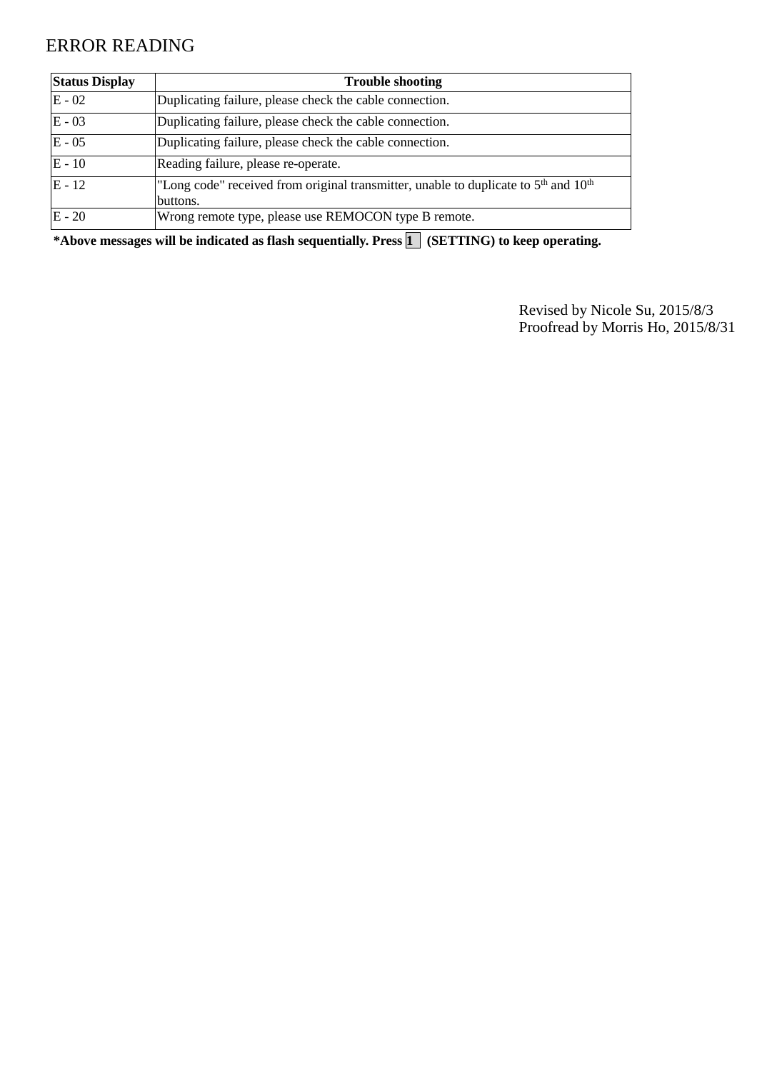# ERROR READING

| Status Display | Trouble shooting |
|---|---|
| E - 02 | Duplicating failure, please check the cable connection. |
| E - 03 | Duplicating failure, please check the cable connection. |
| E - 05 | Duplicating failure, please check the cable connection. |
| E - 10 | Reading failure, please re-operate. |
| E - 12 | "Long code" received from original transmitter, unable to duplicate to $5^{th}$ and $10^{th}$ buttons. |
| E - 20 | Wrong remote type, please use REMOCON type B remote. |

**\*Above messages will be indicated as flash sequentially. Press 1 (SETTING) to keep operating.**

Revised by Nicole Su, 2015/8/3
Proofread by Morris Ho, 2015/8/31